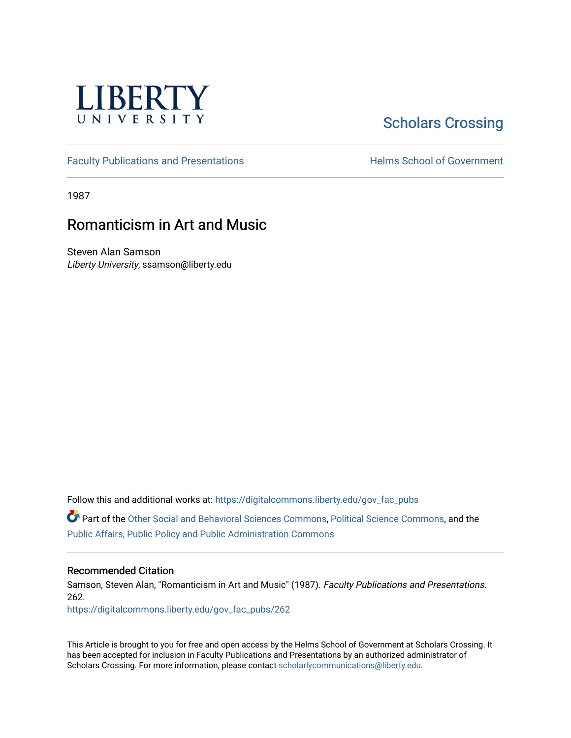LIBERTY UNIVERSITY

Scholars Crossing

Faculty Publications and Presentations

Helms School of Government

1987

# Romanticism in Art and Music

Steven Alan Samson
*Liberty University*, ssamson@liberty.edu

Follow this and additional works at: https://digitalcommons.liberty.edu/gov_fac_pubs

Part of the Other Social and Behavioral Sciences Commons, Political Science Commons, and the Public Affairs, Public Policy and Public Administration Commons

## Recommended Citation

Samson, Steven Alan, "Romanticism in Art and Music" (1987). *Faculty Publications and Presentations*. 262.
https://digitalcommons.liberty.edu/gov_fac_pubs/262

This Article is brought to you for free and open access by the Helms School of Government at Scholars Crossing. It has been accepted for inclusion in Faculty Publications and Presentations by an authorized administrator of Scholars Crossing. For more information, please contact scholarlycommunications@liberty.edu.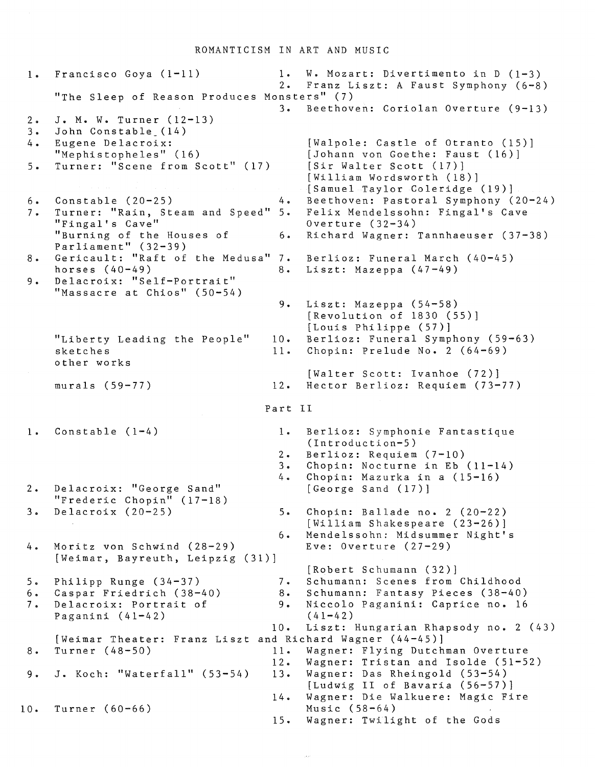# ROMANTICISM IN ART AND MUSIC

| | |
|---|---|
| 1. Francisco Goya (1-11) | 1. W. Mozart: Divertimento in D (1-3) |
| | 2. Franz Liszt: A Faust Symphony (6-8) |
| "The Sleep of Reason Produces Monsters" (7) | |
| | 3. Beethoven: Coriolan Overture (9-13) |
| 2. J. M. W. Turner (12-13) | |
| 3. John Constable (14) | |
| 4. Eugene Delacroix: | [Walpole: Castle of Otranto (15)] |
| "Mephistopheles" (16) | [Johann von Goethe: Faust (16)] |
| 5. Turner: "Scene from Scott" (17) | [Sir Walter Scott (17)] |
| | [William Wordsworth (18)] |
| | [Samuel Taylor Coleridge (19)] |
| 6. Constable (20-25) | 4. Beethoven: Pastoral Symphony (20-24) |
| 7. Turner: "Rain, Steam and Speed" "Fingal's Cave" | 5. Felix Mendelssohn: Fingal's Cave Overture (32-34) |
| "Burning of the Houses of Parliament" (32-39) | 6. Richard Wagner: Tannhaeuser (37-38) |
| 8. Gericault: "Raft of the Medusa" | 7. Berlioz: Funeral March (40-45) |
| horses (40-49) | 8. Liszt: Mazeppa (47-49) |
| 9. Delacroix: "Self-Portrait" "Massacre at Chios" (50-54) | |
| | 9. Liszt: Mazeppa (54-58) |
| | [Revolution of 1830 (55)] |
| | [Louis Philippe (57)] |
| "Liberty Leading the People" | 10. Berlioz: Funeral Symphony (59-63) |
| sketches | 11. Chopin: Prelude No. 2 (64-69) |
| other works | |
| | [Walter Scott: Ivanhoe (72)] |
| murals (59-77) | 12. Hector Berlioz: Requiem (73-77) |

## Part II

| | |
|---|---|
| 1. Constable (1-4) | 1. Berlioz: Symphonie Fantastique (Introduction-5) |
| | 2. Berlioz: Requiem (7-10) |
| | 3. Chopin: Nocturne in Eb (11-14) |
| | 4. Chopin: Mazurka in a (15-16) |
| 2. Delacroix: "George Sand" "Frederic Chopin" (17-18) | [George Sand (17)] |
| 3. Delacroix (20-25) | 5. Chopin: Ballade no. 2 (20-22) |
| | [William Shakespeare (23-26)] |
| | 6. Mendelssohn: Midsummer Night's Eve: Overture (27-29) |
| 4. Moritz von Schwind (28-29) | |
| [Weimar, Bayreuth, Leipzig (31)] | |
| | [Robert Schumann (32)] |
| 5. Philipp Runge (34-37) | 7. Schumann: Scenes from Childhood |
| 6. Caspar Friedrich (38-40) | 8. Schumann: Fantasy Pieces (38-40) |
| 7. Delacroix: Portrait of Paganini (41-42) | 9. Niccolo Paganini: Caprice no. 16 (41-42) |
| | 10. Liszt: Hungarian Rhapsody no. 2 (43) |
| [Weimar Theater: Franz Liszt and Richard Wagner (44-45)] | |
| 8. Turner (48-50) | 11. Wagner: Flying Dutchman Overture |
| | 12. Wagner: Tristan and Isolde (51-52) |
| 9. J. Koch: "Waterfall" (53-54) | 13. Wagner: Das Rheingold (53-54) |
| | [Ludwig II of Bavaria (56-57)] |
| | 14. Wagner: Die Walkuere: Magic Fire Music (58-64) |
| 10. Turner (60-66) | |
| | 15. Wagner: Twilight of the Gods |